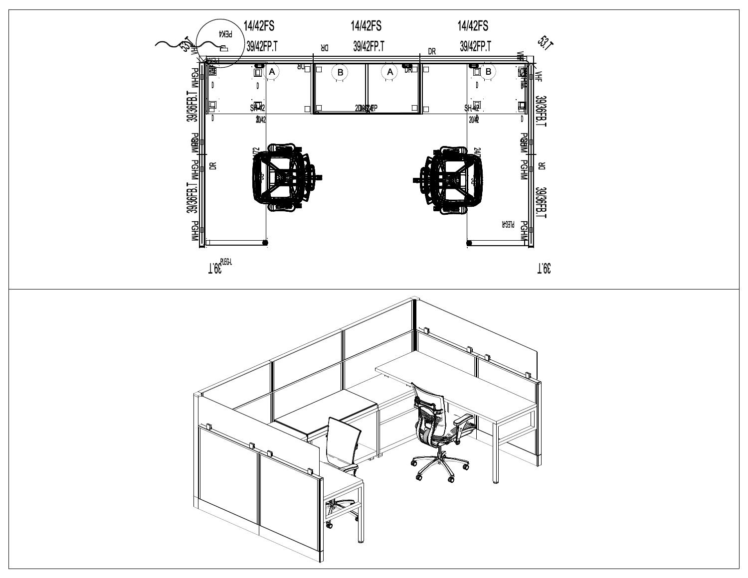14/42FS 14/42FS 14/42FS

53T 53T

PEK4

39/42FP.T 39/42FP.T 39/42FP.T

DR DR DR DR

VHF VHF

A B A B

PGHM PGHM

39/36FB.T 39/36FB.T

D D D D

SH-42 SH-42

2D4SD4FP

20/42 20/42

PGHM PGHM

DR DR

39/36FB.T 39/36FB.T

PGHM PGHM

PLEG-R

PLEG-L

39.T 39.T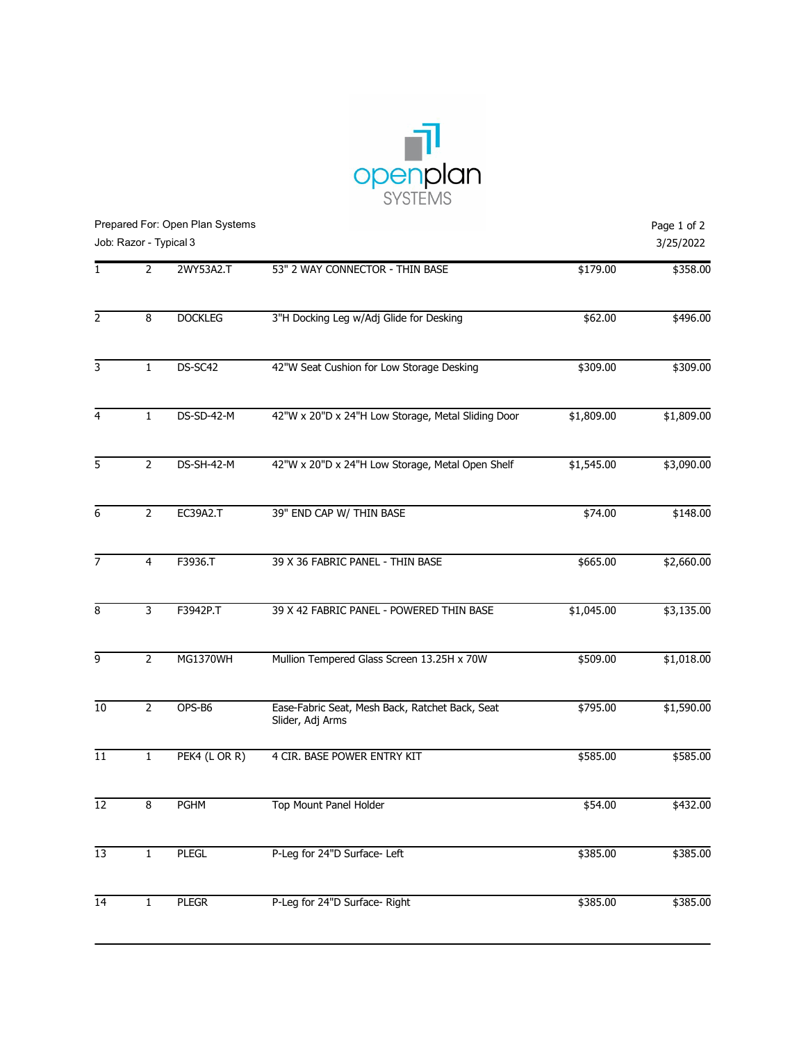Prepared For: Open Plan Systems
Job: Razor - Typical 3

3/25/2022

| | | | | | |
|---|---|---|---|---|---|
| 1 | 2 | 2WY53A2.T | 53" 2 WAY CONNECTOR - THIN BASE | $179.00 | $358.00 |
| 2 | 8 | DOCKLEG | 3"H Docking Leg w/Adj Glide for Desking | $62.00 | $496.00 |
| 3 | 1 | DS-SC42 | 42"W Seat Cushion for Low Storage Desking | $309.00 | $309.00 |
| 4 | 1 | DS-SD-42-M | 42"W x 20"D x 24"H Low Storage, Metal Sliding Door | $1,809.00 | $1,809.00 |
| 5 | 2 | DS-SH-42-M | 42"W x 20"D x 24"H Low Storage, Metal Open Shelf | $1,545.00 | $3,090.00 |
| 6 | 2 | EC39A2.T | 39" END CAP W/ THIN BASE | $74.00 | $148.00 |
| 7 | 4 | F3936.T | 39 X 36 FABRIC PANEL - THIN BASE | $665.00 | $2,660.00 |
| 8 | 3 | F3942P.T | 39 X 42 FABRIC PANEL - POWERED THIN BASE | $1,045.00 | $3,135.00 |
| 9 | 2 | MG1370WH | Mullion Tempered Glass Screen 13.25H x 70W | $509.00 | $1,018.00 |
| 10 | 2 | OPS-B6 | Ease-Fabric Seat, Mesh Back, Ratchet Back, Seat Slider, Adj Arms | $795.00 | $1,590.00 |
| 11 | 1 | PEK4 (L OR R) | 4 CIR. BASE POWER ENTRY KIT | $585.00 | $585.00 |
| 12 | 8 | PGHM | Top Mount Panel Holder | $54.00 | $432.00 |
| 13 | 1 | PLEGL | P-Leg for 24"D Surface- Left | $385.00 | $385.00 |
| 14 | 1 | PLEGR | P-Leg for 24"D Surface- Right | $385.00 | $385.00 |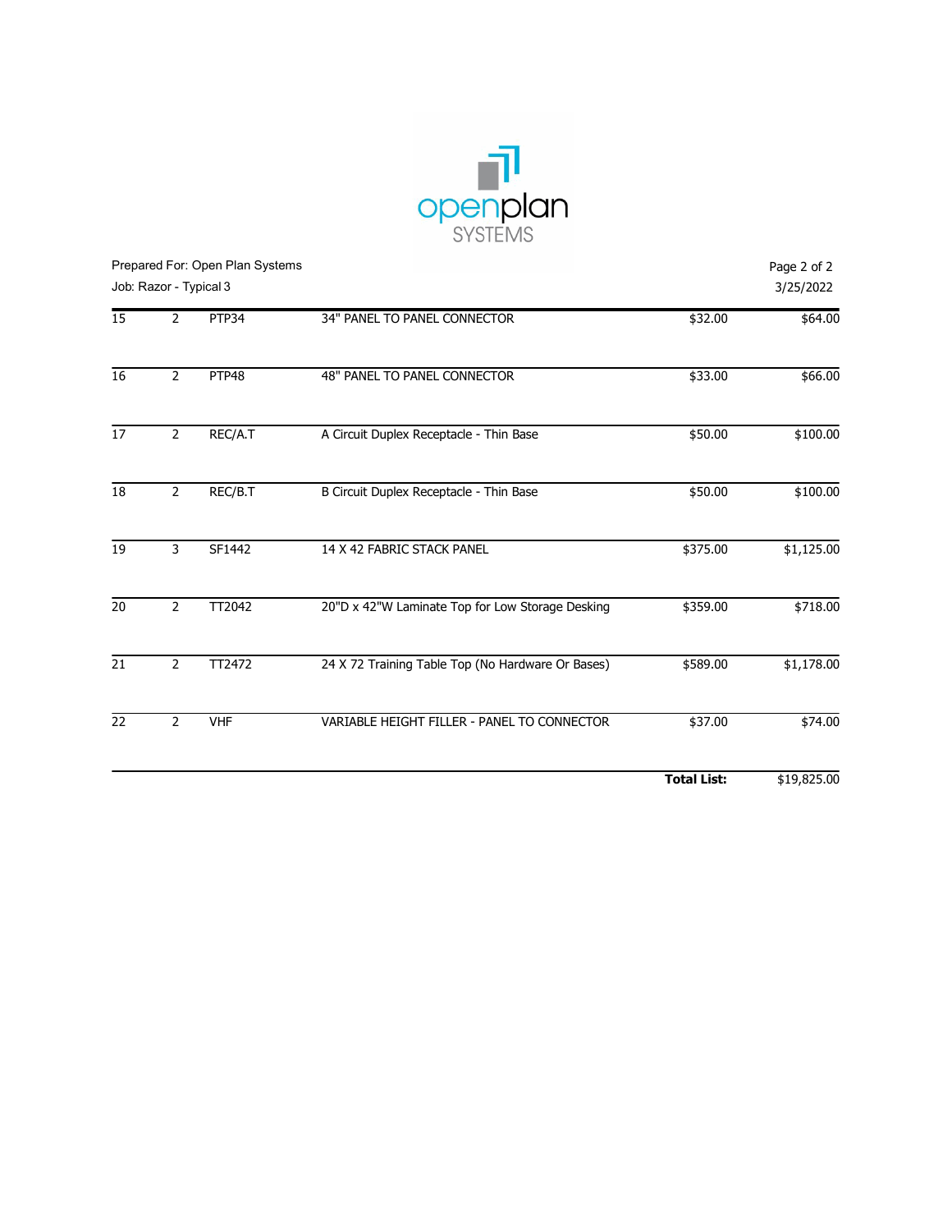Prepared For: Open Plan Systems

Job: Razor - Typical 3

3/25/2022

| | | | | | |
|---|---|---|---|---|---|
| 15 | 2 | PTP34 | 34" PANEL TO PANEL CONNECTOR | $32.00 | $64.00 |
| 16 | 2 | PTP48 | 48" PANEL TO PANEL CONNECTOR | $33.00 | $66.00 |
| 17 | 2 | REC/A.T | A Circuit Duplex Receptacle - Thin Base | $50.00 | $100.00 |
| 18 | 2 | REC/B.T | B Circuit Duplex Receptacle - Thin Base | $50.00 | $100.00 |
| 19 | 3 | SF1442 | 14 X 42 FABRIC STACK PANEL | $375.00 | $1,125.00 |
| 20 | 2 | TT2042 | 20"D x 42"W Laminate Top for Low Storage Desking | $359.00 | $718.00 |
| 21 | 2 | TT2472 | 24 X 72 Training Table Top (No Hardware Or Bases) | $589.00 | $1,178.00 |
| 22 | 2 | VHF | VARIABLE HEIGHT FILLER - PANEL TO CONNECTOR | $37.00 | $74.00 |
| | | | | **Total List:** | $19,825.00 |